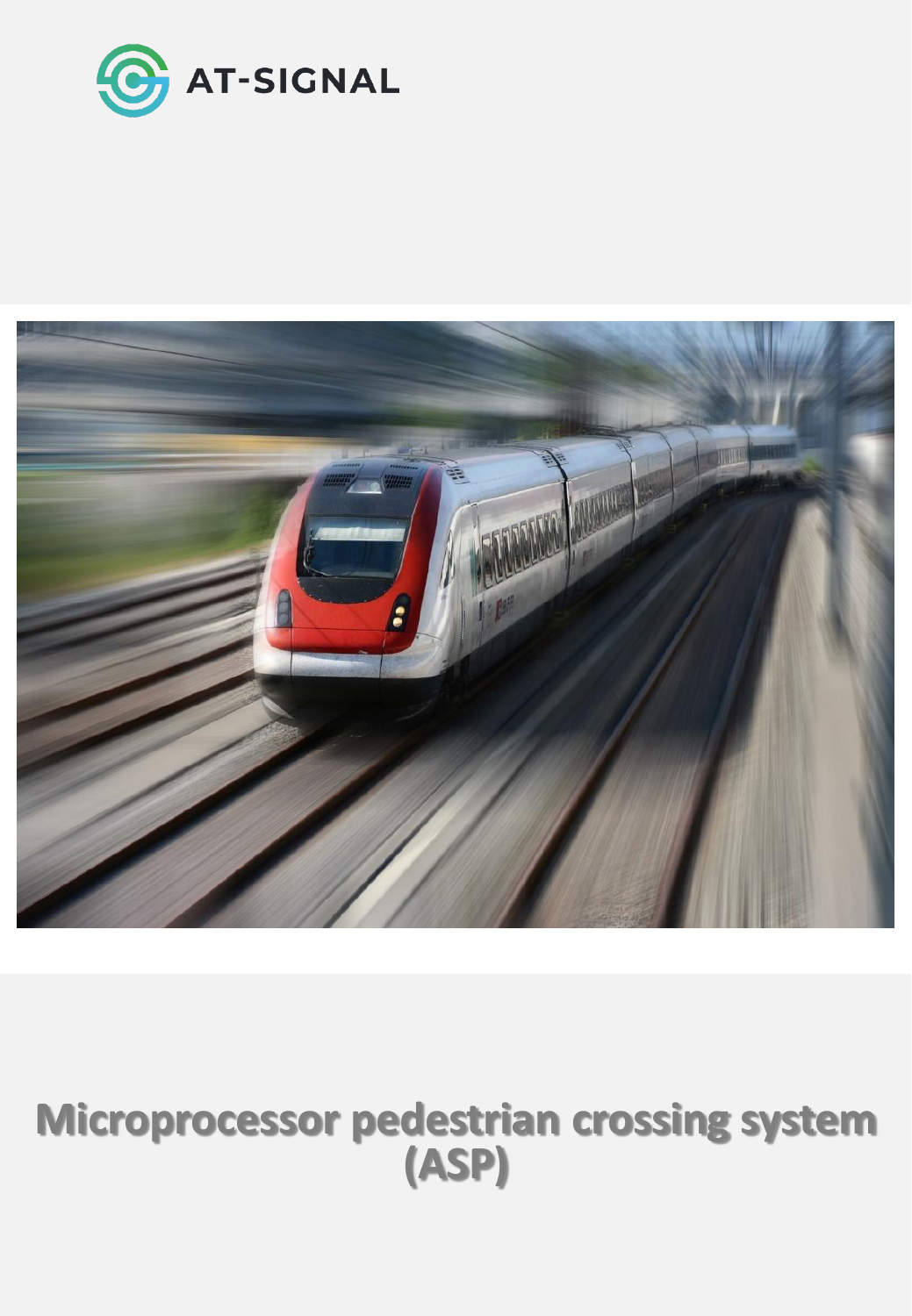AT-SIGNAL

# Microprocessor pedestrian crossing system (ASP)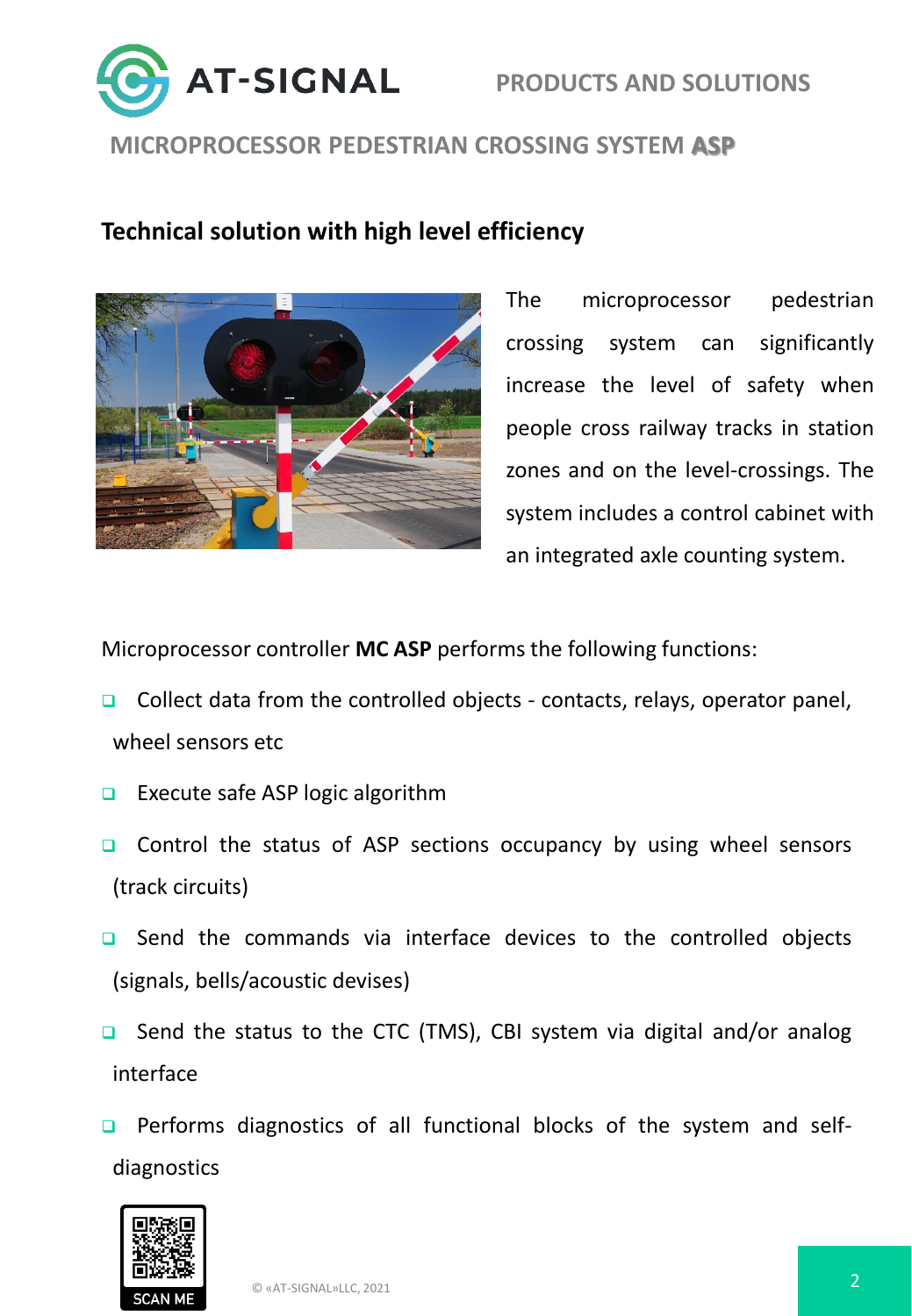## MICROPROCESSOR PEDESTRIAN CROSSING SYSTEM ASP

### Technical solution with high level efficiency

The microprocessor pedestrian crossing system can significantly increase the level of safety when people cross railway tracks in station zones and on the level-crossings. The system includes a control cabinet with an integrated axle counting system.

Microprocessor controller **MC ASP** performs the following functions:

- Collect data from the controlled objects - contacts, relays, operator panel, wheel sensors etc
- Execute safe ASP logic algorithm
- Control the status of ASP sections occupancy by using wheel sensors (track circuits)
- Send the commands via interface devices to the controlled objects (signals, bells/acoustic devises)
- Send the status to the CTC (TMS), CBI system via digital and/or analog interface
- Performs diagnostics of all functional blocks of the system and self-diagnostics

SCAN ME

© «AT-SIGNAL»LLC, 2021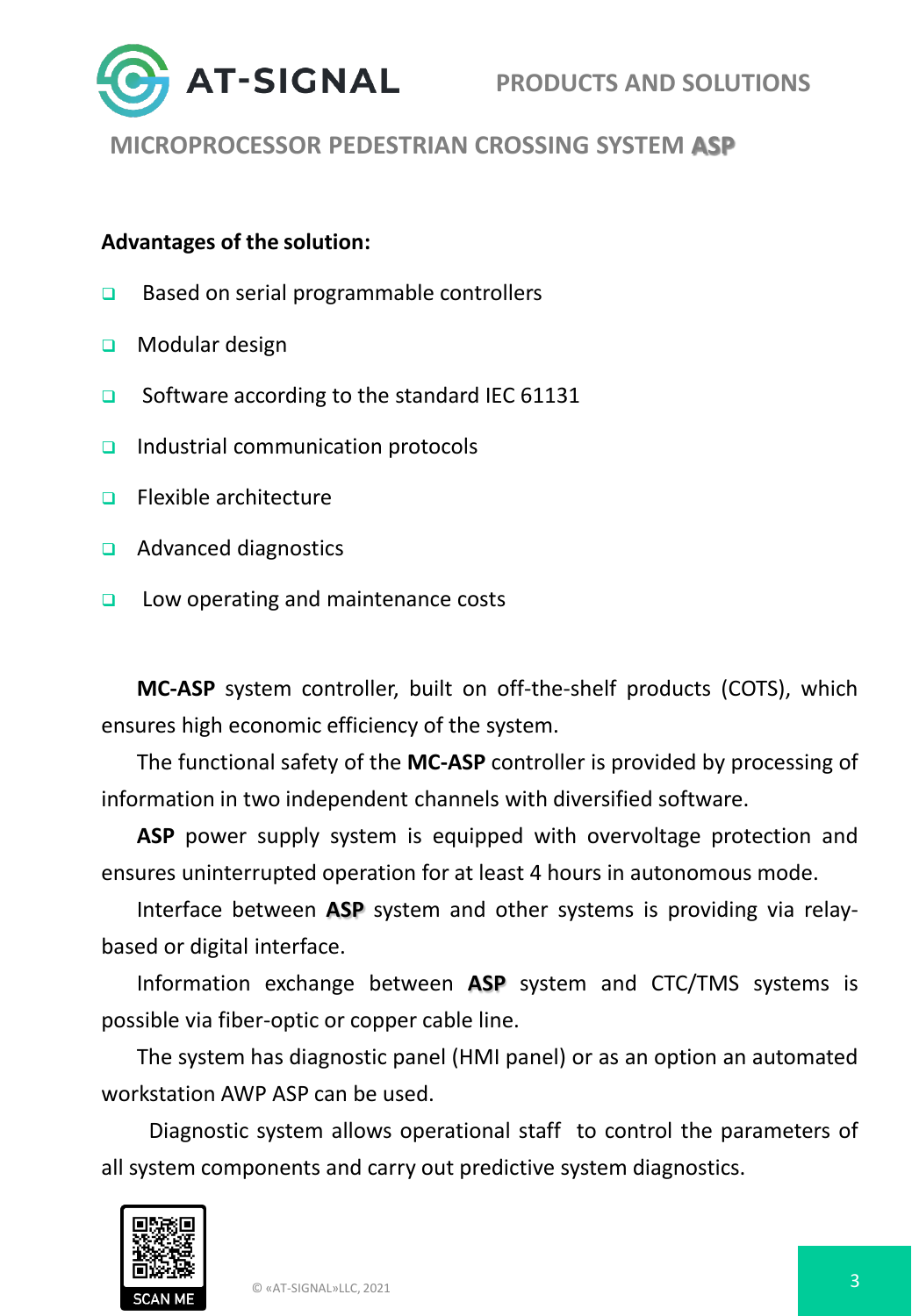## MICROPROCESSOR PEDESTRIAN CROSSING SYSTEM ASP

**Advantages of the solution:**

- Based on serial programmable controllers
- Modular design
- Software according to the standard IEC 61131
- Industrial communication protocols
- Flexible architecture
- Advanced diagnostics
- Low operating and maintenance costs

**MC-ASP** system controller, built on off-the-shelf products (COTS), which ensures high economic efficiency of the system.

The functional safety of the **MC-ASP** controller is provided by processing of information in two independent channels with diversified software.

**ASP** power supply system is equipped with overvoltage protection and ensures uninterrupted operation for at least 4 hours in autonomous mode.

Interface between **ASP** system and other systems is providing via relay-based or digital interface.

Information exchange between **ASP** system and CTC/TMS systems is possible via fiber-optic or copper cable line.

The system has diagnostic panel (HMI panel) or as an option an automated workstation AWP ASP can be used.

Diagnostic system allows operational staff to control the parameters of all system components and carry out predictive system diagnostics.

SCAN ME

© «AT-SIGNAL»LLC, 2021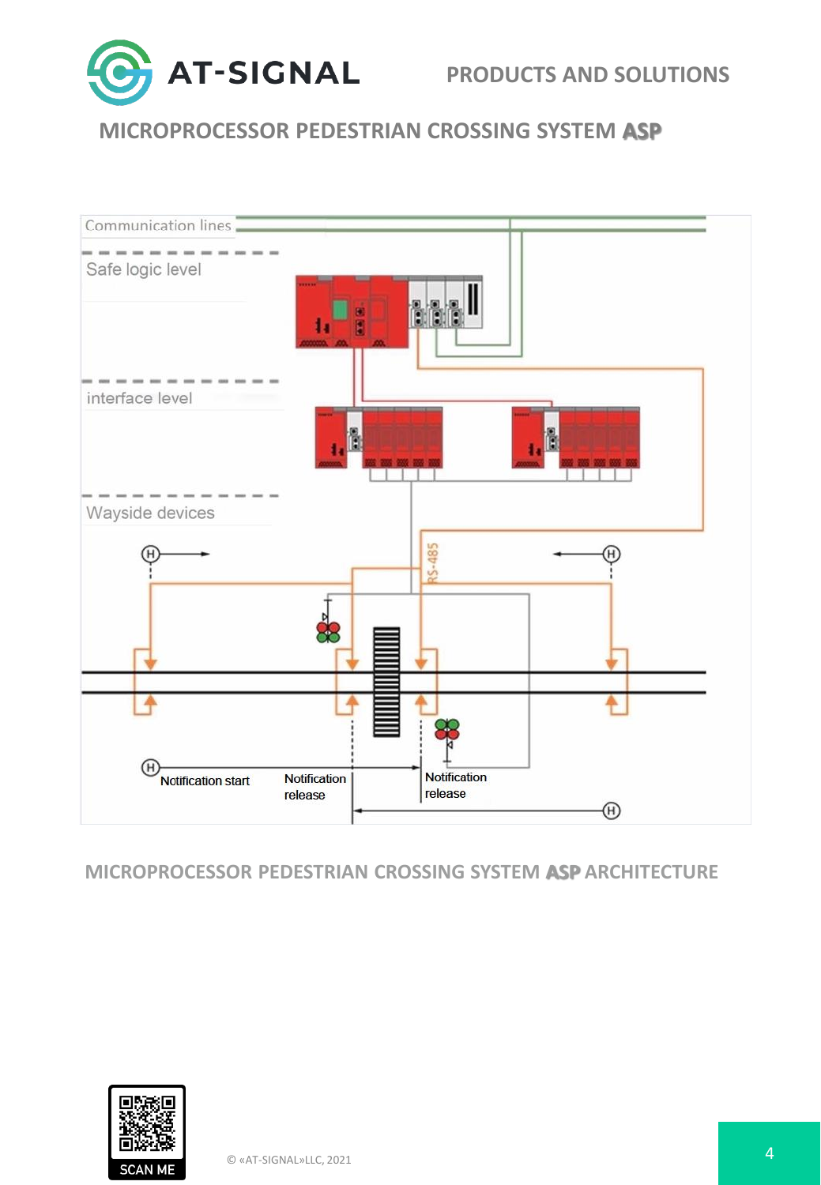## MICROPROCESSOR PEDESTRIAN CROSSING SYSTEM ASP

Communication lines

Safe logic level

interface level

Wayside devices

RS-485

Notification start

Notification release

Notification release

MICROPROCESSOR PEDESTRIAN CROSSING SYSTEM ASP ARCHITECTURE

SCAN ME

© «AT-SIGNAL»LLC, 2021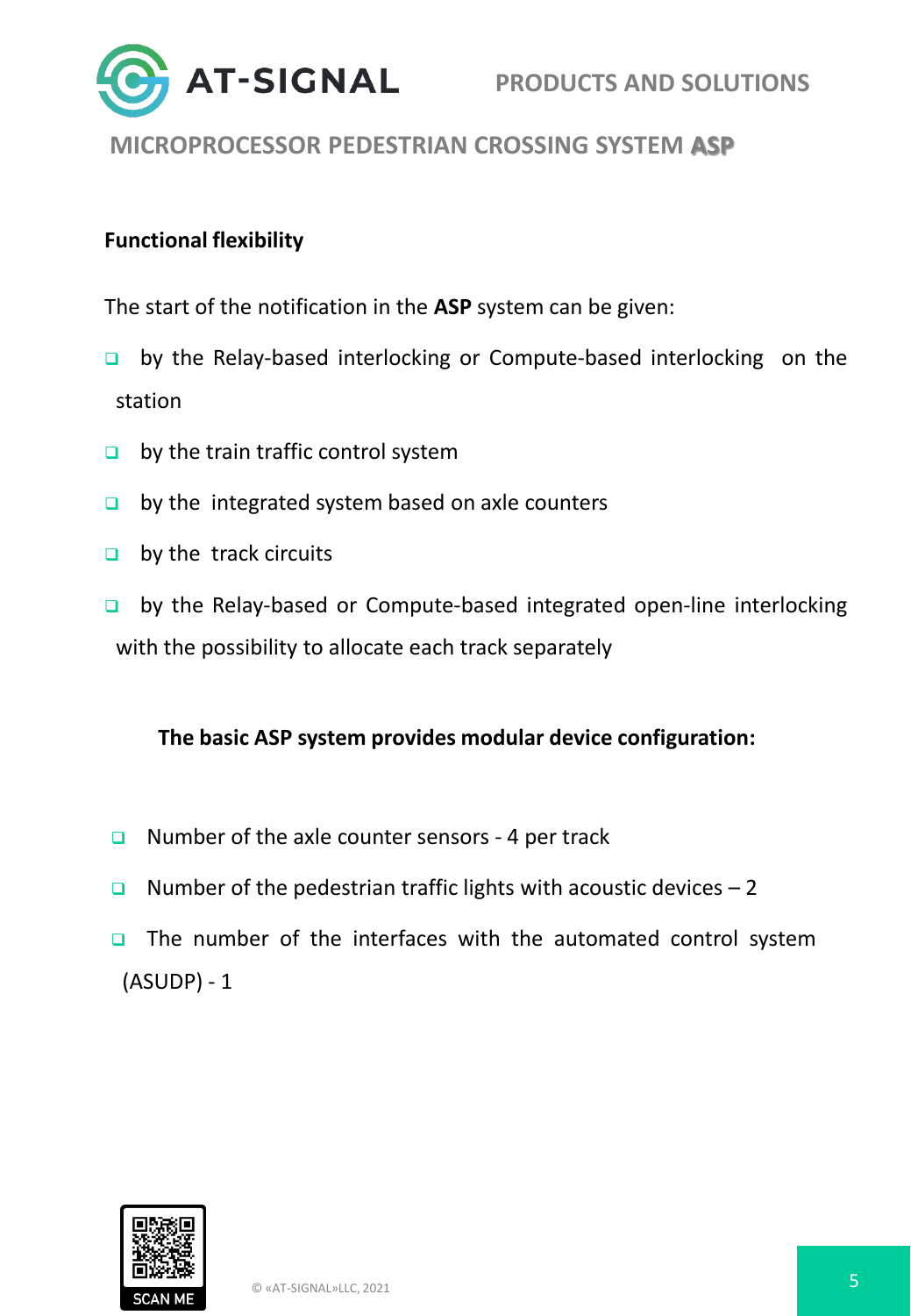# MICROPROCESSOR PEDESTRIAN CROSSING SYSTEM **ASP**

## Functional flexibility

The start of the notification in the **ASP** system can be given:

- by the Relay-based interlocking or Compute-based interlocking on the station
- by the train traffic control system
- by the integrated system based on axle counters
- by the track circuits
- by the Relay-based or Compute-based integrated open-line interlocking with the possibility to allocate each track separately

**The basic ASP system provides modular device configuration:**

- Number of the axle counter sensors - 4 per track
- Number of the pedestrian traffic lights with acoustic devices – 2
- The number of the interfaces with the automated control system (ASUDP) - 1